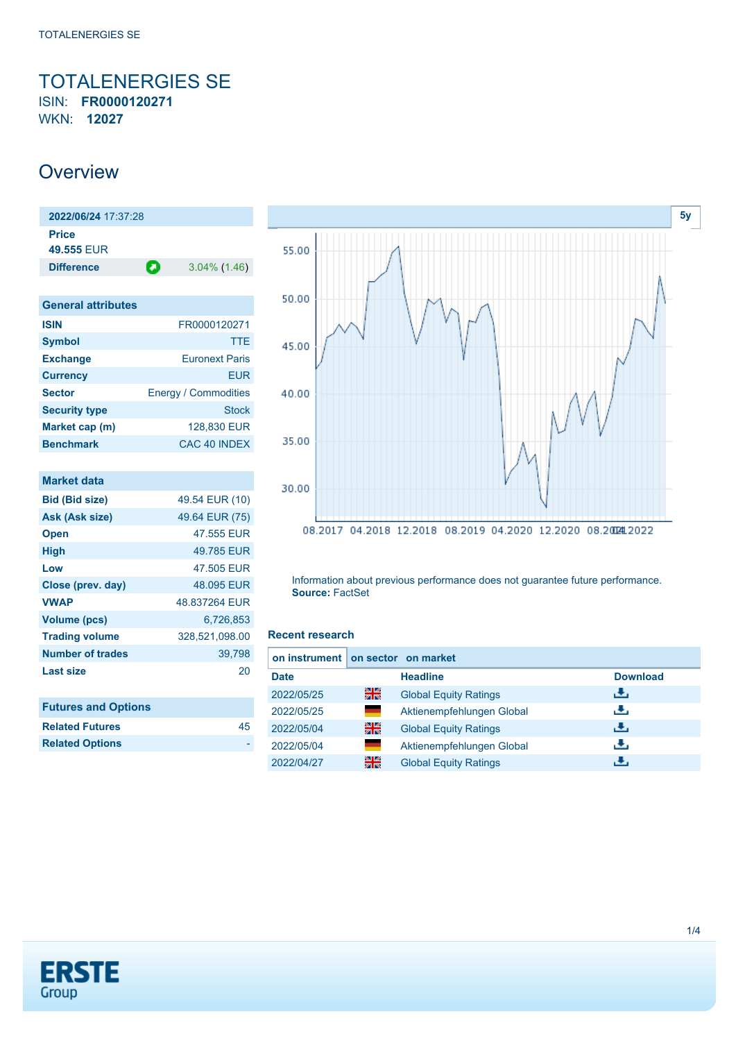# TOTALENERGIES SE

ISIN: **FR0000120271**

WKN: **12027**

## Overview

| 2022/06/24 17:37:28 | |
|---|---|
| **Price** | |
| 49.555 EUR | |
| **Difference** | 3.04% (1.46) |

| General attributes | |
|---|---|
| **ISIN** | FR0000120271 |
| **Symbol** | TTE |
| **Exchange** | Euronext Paris |
| **Currency** | EUR |
| **Sector** | Energy / Commodities |
| **Security type** | Stock |
| **Market cap (m)** | 128,830 EUR |
| **Benchmark** | CAC 40 INDEX |

| Market data | |
|---|---|
| **Bid (Bid size)** | 49.54 EUR (10) |
| **Ask (Ask size)** | 49.64 EUR (75) |
| **Open** | 47.555 EUR |
| **High** | 49.785 EUR |
| **Low** | 47.505 EUR |
| **Close (prev. day)** | 48.095 EUR |
| **VWAP** | 48.837264 EUR |
| **Volume (pcs)** | 6,726,853 |
| **Trading volume** | 328,521,098.00 |
| **Number of trades** | 39,798 |
| **Last size** | 20 |

| Futures and Options | |
|---|---|
| **Related Futures** | 45 |
| **Related Options** | - |

Information about previous performance does not guarantee future performance.
**Source:** FactSet

### Recent research

on instrument | on sector | on market

| Date | | Headline | Download |
|---|---|---|---|
| 2022/05/25 | | Global Equity Ratings | |
| 2022/05/25 | | Aktienempfehlungen Global | |
| 2022/05/04 | | Global Equity Ratings | |
| 2022/05/04 | | Aktienempfehlungen Global | |
| 2022/04/27 | | Global Equity Ratings | |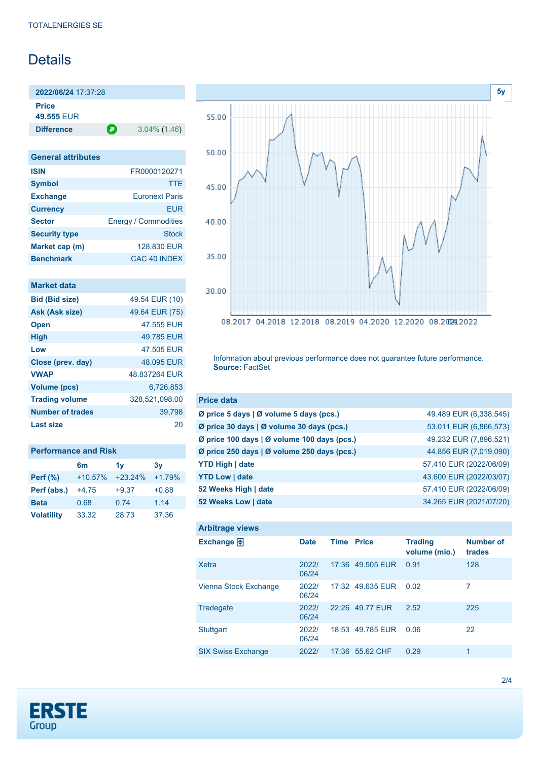TOTALENERGIES SE

# Details

**2022/06/24** 17:37:28

**Price**
**49.555** EUR

| **Difference** | 3.04% (1.46) |
|---|---|

## General attributes

| | |
|---|---|
| **ISIN** | FR0000120271 |
| **Symbol** | TTE |
| **Exchange** | Euronext Paris |
| **Currency** | EUR |
| **Sector** | Energy / Commodities |
| **Security type** | Stock |
| **Market cap (m)** | 128,830 EUR |
| **Benchmark** | CAC 40 INDEX |

## Market data

| | |
|---|---|
| **Bid (Bid size)** | 49.54 EUR (10) |
| **Ask (Ask size)** | 49.64 EUR (75) |
| **Open** | 47.555 EUR |
| **High** | 49.785 EUR |
| **Low** | 47.505 EUR |
| **Close (prev. day)** | 48.095 EUR |
| **VWAP** | 48.837264 EUR |
| **Volume (pcs)** | 6,726,853 |
| **Trading volume** | 328,521,098.00 |
| **Number of trades** | 39,798 |
| **Last size** | 20 |

## Performance and Risk

| | 6m | 1y | 3y |
|---|---|---|---|
| **Perf (%)** | +10.57% | +23.24% | +1.79% |
| **Perf (abs.)** | +4.75 | +9.37 | +0.88 |
| **Beta** | 0.68 | 0.74 | 1.14 |
| **Volatility** | 33.32 | 28.73 | 37.36 |

5y

Information about previous performance does not guarantee future performance.
**Source:** FactSet

## Price data

| | |
|---|---|
| **Ø price 5 days \| Ø volume 5 days (pcs.)** | 49.489 EUR (6,338,545) |
| **Ø price 30 days \| Ø volume 30 days (pcs.)** | 53.011 EUR (6,866,573) |
| **Ø price 100 days \| Ø volume 100 days (pcs.)** | 49.232 EUR (7,896,521) |
| **Ø price 250 days \| Ø volume 250 days (pcs.)** | 44.856 EUR (7,019,090) |
| **YTD High \| date** | 57.410 EUR (2022/06/09) |
| **YTD Low \| date** | 43.600 EUR (2022/03/07) |
| **52 Weeks High \| date** | 57.410 EUR (2022/06/09) |
| **52 Weeks Low \| date** | 34.265 EUR (2021/07/20) |

## Arbitrage views

| Exchange | Date | Time | Price | Trading volume (mio.) | Number of trades |
|---|---|---|---|---|---|
| Xetra | 2022/06/24 | 17:36 | 49.505 EUR | 0.91 | 128 |
| Vienna Stock Exchange | 2022/06/24 | 17:32 | 49.635 EUR | 0.02 | 7 |
| Tradegate | 2022/06/24 | 22:26 | 49.77 EUR | 2.52 | 225 |
| Stuttgart | 2022/06/24 | 18:53 | 49.785 EUR | 0.06 | 22 |
| SIX Swiss Exchange | 2022/ | 17:36 | 55.62 CHF | 0.29 | 1 |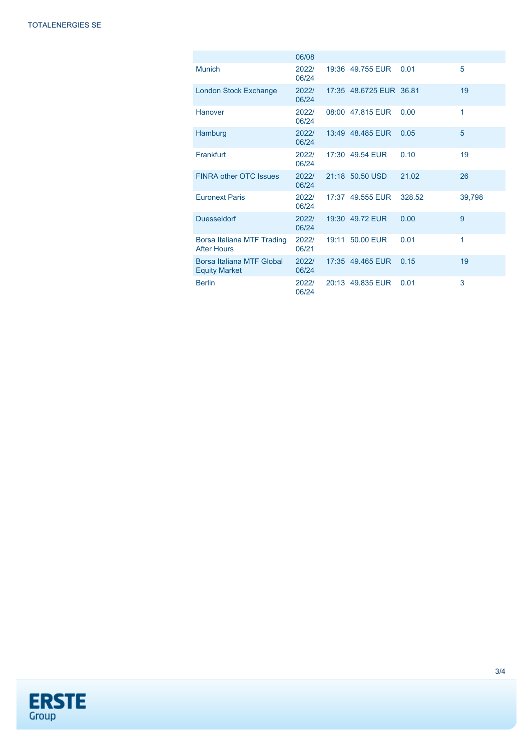| | | | | | |
|---|---|---|---|---|---|
| | 06/08 | | | | |
| Munich | 2022/06/24 | 19:36 | 49.755 EUR | 0.01 | 5 |
| London Stock Exchange | 2022/06/24 | 17:35 | 48.6725 EUR | 36.81 | 19 |
| Hanover | 2022/06/24 | 08:00 | 47.815 EUR | 0.00 | 1 |
| Hamburg | 2022/06/24 | 13:49 | 48.485 EUR | 0.05 | 5 |
| Frankfurt | 2022/06/24 | 17:30 | 49.54 EUR | 0.10 | 19 |
| FINRA other OTC Issues | 2022/06/24 | 21:18 | 50.50 USD | 21.02 | 26 |
| Euronext Paris | 2022/06/24 | 17:37 | 49.555 EUR | 328.52 | 39,798 |
| Duesseldorf | 2022/06/24 | 19:30 | 49.72 EUR | 0.00 | 9 |
| Borsa Italiana MTF Trading After Hours | 2022/06/21 | 19:11 | 50.00 EUR | 0.01 | 1 |
| Borsa Italiana MTF Global Equity Market | 2022/06/24 | 17:35 | 49.465 EUR | 0.15 | 19 |
| Berlin | 2022/06/24 | 20:13 | 49.835 EUR | 0.01 | 3 |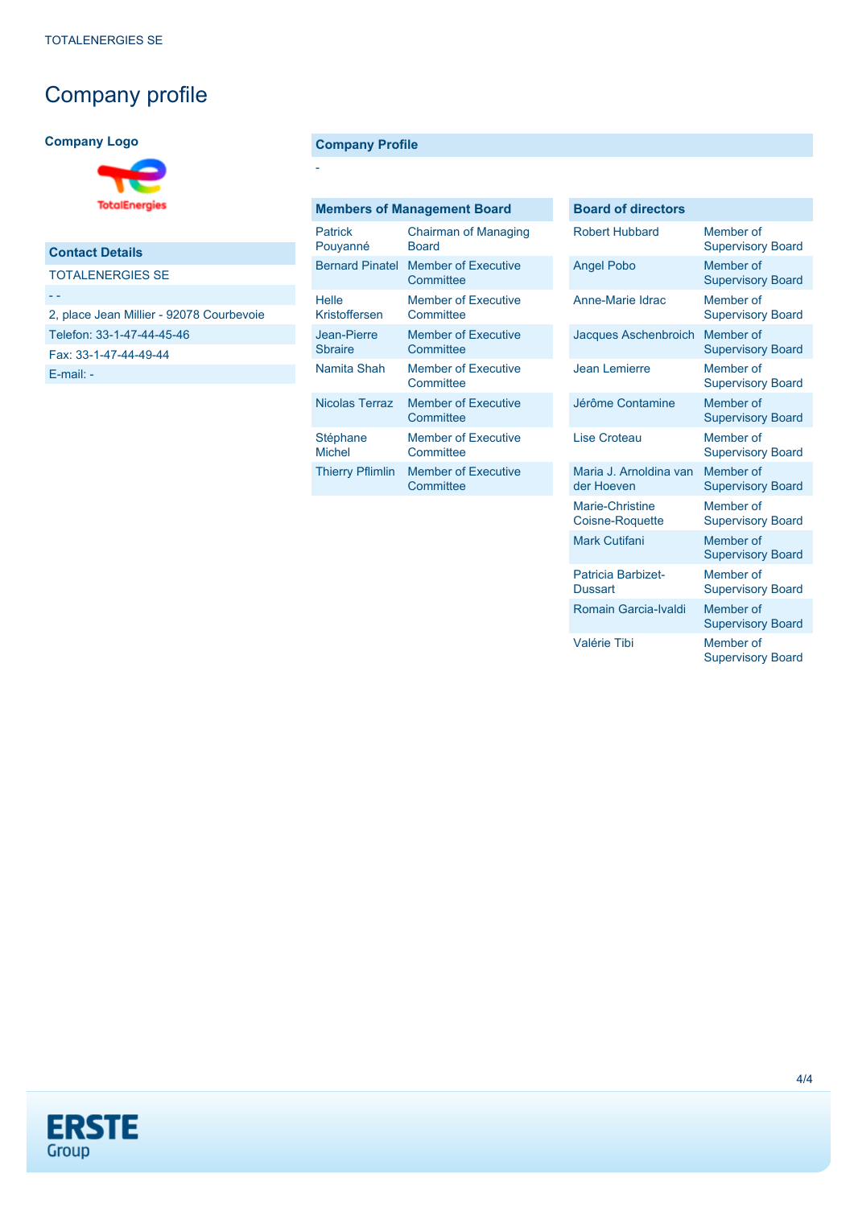# Company profile

**Company Logo**

| Contact Details |
| --- |
| TOTALENERGIES SE |
| - - |
| 2, place Jean Millier - 92078 Courbevoie |
| Telefon: 33-1-47-44-45-46 |
| Fax: 33-1-47-44-49-44 |
| E-mail: - |

**Company Profile**

-

| Members of Management Board | |
| --- | --- |
| Patrick Pouyanné | Chairman of Managing Board |
| Bernard Pinatel | Member of Executive Committee |
| Helle Kristoffersen | Member of Executive Committee |
| Jean-Pierre Sbraire | Member of Executive Committee |
| Namita Shah | Member of Executive Committee |
| Nicolas Terraz | Member of Executive Committee |
| Stéphane Michel | Member of Executive Committee |
| Thierry Pflimlin | Member of Executive Committee |

| Board of directors | |
| --- | --- |
| Robert Hubbard | Member of Supervisory Board |
| Angel Pobo | Member of Supervisory Board |
| Anne-Marie Idrac | Member of Supervisory Board |
| Jacques Aschenbroich | Member of Supervisory Board |
| Jean Lemierre | Member of Supervisory Board |
| Jérôme Contamine | Member of Supervisory Board |
| Lise Croteau | Member of Supervisory Board |
| Maria J. Arnoldina van der Hoeven | Member of Supervisory Board |
| Marie-Christine Coisne-Roquette | Member of Supervisory Board |
| Mark Cutifani | Member of Supervisory Board |
| Patricia Barbizet-Dussart | Member of Supervisory Board |
| Romain Garcia-Ivaldi | Member of Supervisory Board |
| Valérie Tibi | Member of Supervisory Board |